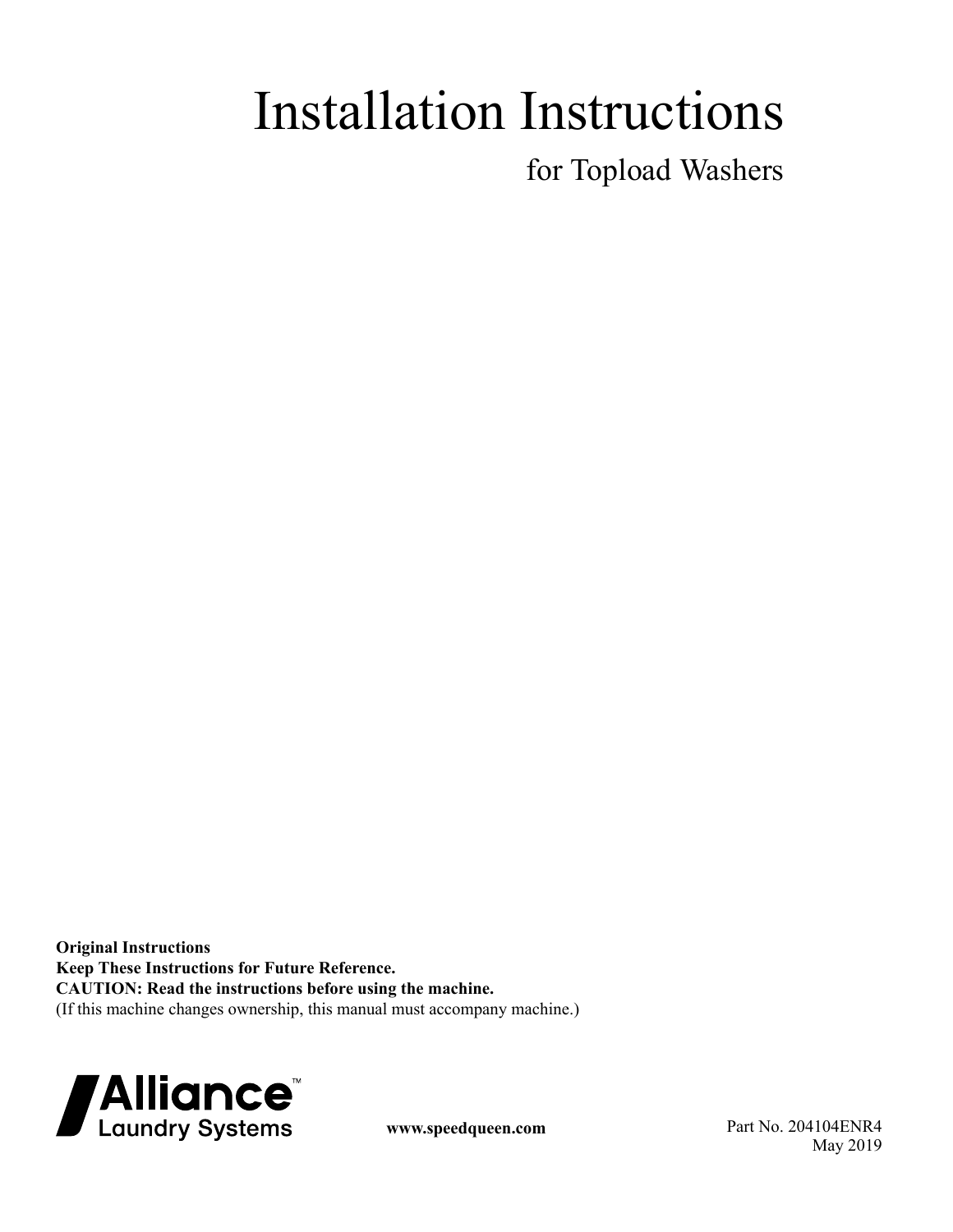# Installation Instructions

## for Topload Washers

**Original Instructions**
**Keep These Instructions for Future Reference.**
**CAUTION: Read the instructions before using the machine.**
(If this machine changes ownership, this manual must accompany machine.)

Alliance™ Laundry Systems

**www.speedqueen.com**

Part No. 204104ENR4
May 2019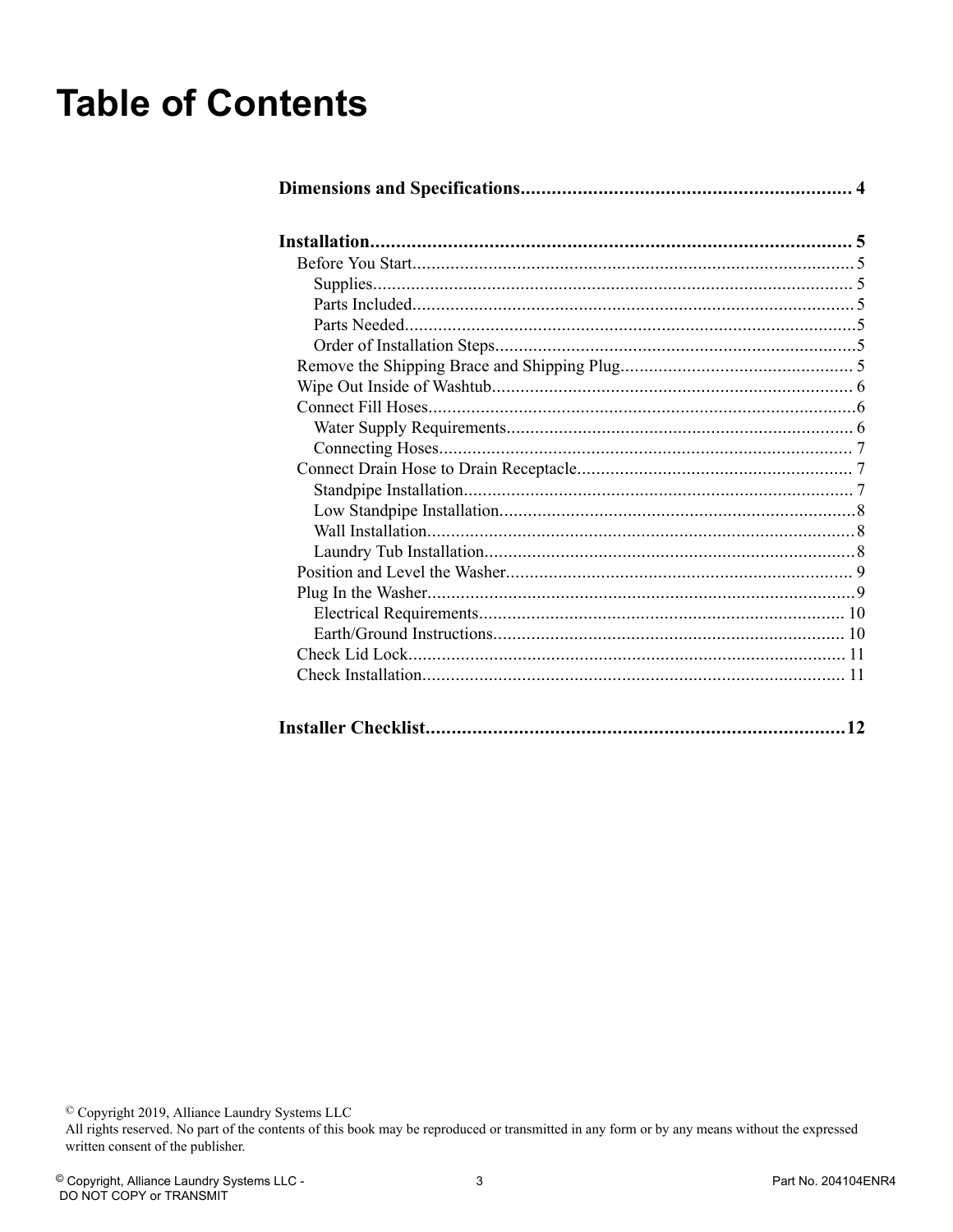# Table of Contents

**Dimensions and Specifications................................................................ 4**

**Installation............................................................................................ 5**

- Before You Start............................................................................................ 5
  - Supplies..................................................................................................... 5
  - Parts Included............................................................................................. 5
  - Parts Needed...............................................................................................5
  - Order of Installation Steps............................................................................5
- Remove the Shipping Brace and Shipping Plug................................................. 5
- Wipe Out Inside of Washtub............................................................................ 6
- Connect Fill Hoses..........................................................................................6
  - Water Supply Requirements......................................................................... 6
  - Connecting Hoses....................................................................................... 7
- Connect Drain Hose to Drain Receptacle.......................................................... 7
  - Standpipe Installation.................................................................................. 7
  - Low Standpipe Installation...........................................................................8
  - Wall Installation..........................................................................................8
  - Laundry Tub Installation..............................................................................8
- Position and Level the Washer......................................................................... 9
- Plug In the Washer..........................................................................................9
  - Electrical Requirements............................................................................. 10
  - Earth/Ground Instructions.......................................................................... 10
- Check Lid Lock............................................................................................ 11
- Check Installation......................................................................................... 11

**Installer Checklist.................................................................................12**

© Copyright 2019, Alliance Laundry Systems LLC
All rights reserved. No part of the contents of this book may be reproduced or transmitted in any form or by any means without the expressed written consent of the publisher.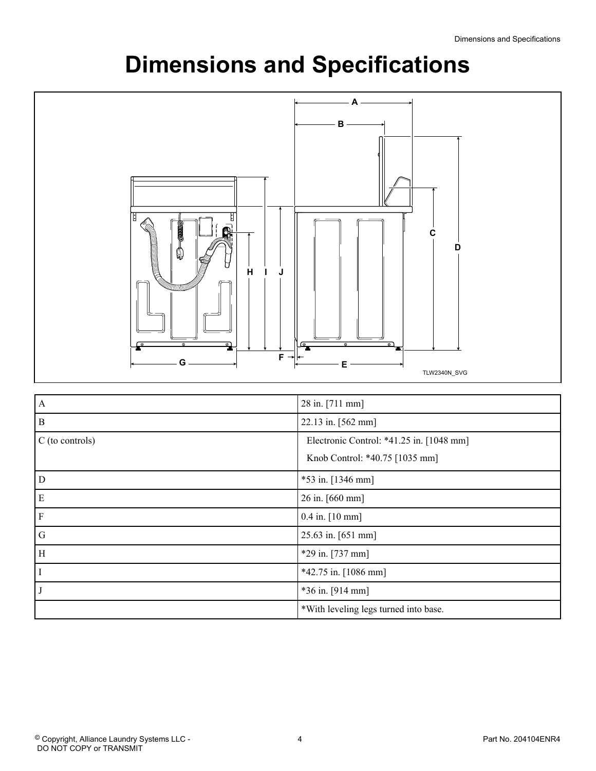# Dimensions and Specifications

TLW2340N_SVG

| | |
|---|---|
| A | 28 in. [711 mm] |
| B | 22.13 in. [562 mm] |
| C (to controls) | Electronic Control: *41.25 in. [1048 mm]<br>Knob Control: *40.75 [1035 mm] |
| D | *53 in. [1346 mm] |
| E | 26 in. [660 mm] |
| F | 0.4 in. [10 mm] |
| G | 25.63 in. [651 mm] |
| H | *29 in. [737 mm] |
| I | *42.75 in. [1086 mm] |
| J | *36 in. [914 mm] |
| | *With leveling legs turned into base. |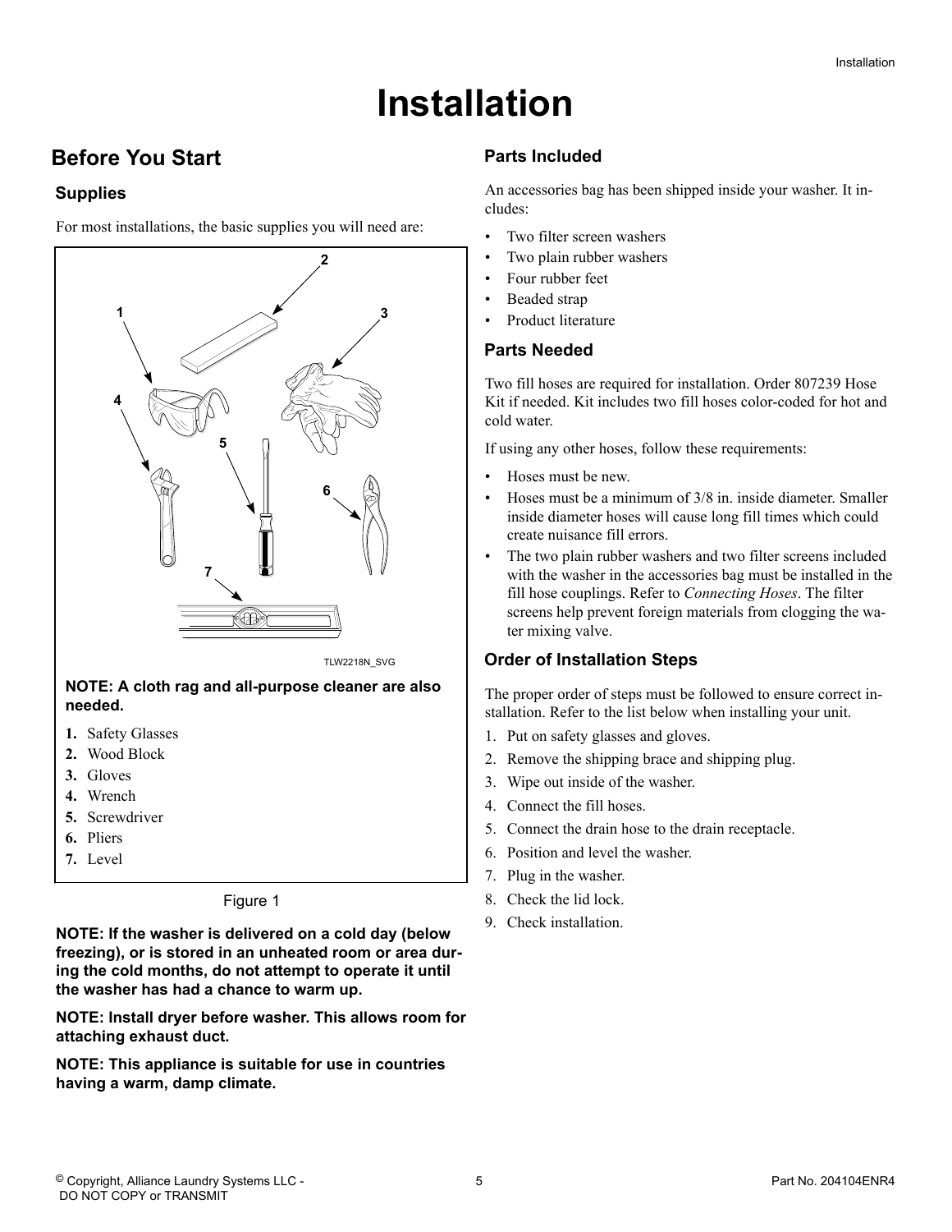# Installation

## Before You Start

### Supplies

For most installations, the basic supplies you will need are:

TLW2218N_SVG

**NOTE: A cloth rag and all-purpose cleaner are also needed.**

1. Safety Glasses
2. Wood Block
3. Gloves
4. Wrench
5. Screwdriver
6. Pliers
7. Level

Figure 1

**NOTE: If the washer is delivered on a cold day (below freezing), or is stored in an unheated room or area during the cold months, do not attempt to operate it until the washer has had a chance to warm up.**

**NOTE: Install dryer before washer. This allows room for attaching exhaust duct.**

**NOTE: This appliance is suitable for use in countries having a warm, damp climate.**

### Parts Included

An accessories bag has been shipped inside your washer. It includes:

- Two filter screen washers
- Two plain rubber washers
- Four rubber feet
- Beaded strap
- Product literature

### Parts Needed

Two fill hoses are required for installation. Order 807239 Hose Kit if needed. Kit includes two fill hoses color-coded for hot and cold water.

If using any other hoses, follow these requirements:

- Hoses must be new.
- Hoses must be a minimum of 3/8 in. inside diameter. Smaller inside diameter hoses will cause long fill times which could create nuisance fill errors.
- The two plain rubber washers and two filter screens included with the washer in the accessories bag must be installed in the fill hose couplings. Refer to *Connecting Hoses*. The filter screens help prevent foreign materials from clogging the water mixing valve.

### Order of Installation Steps

The proper order of steps must be followed to ensure correct installation. Refer to the list below when installing your unit.

1. Put on safety glasses and gloves.
2. Remove the shipping brace and shipping plug.
3. Wipe out inside of the washer.
4. Connect the fill hoses.
5. Connect the drain hose to the drain receptacle.
6. Position and level the washer.
7. Plug in the washer.
8. Check the lid lock.
9. Check installation.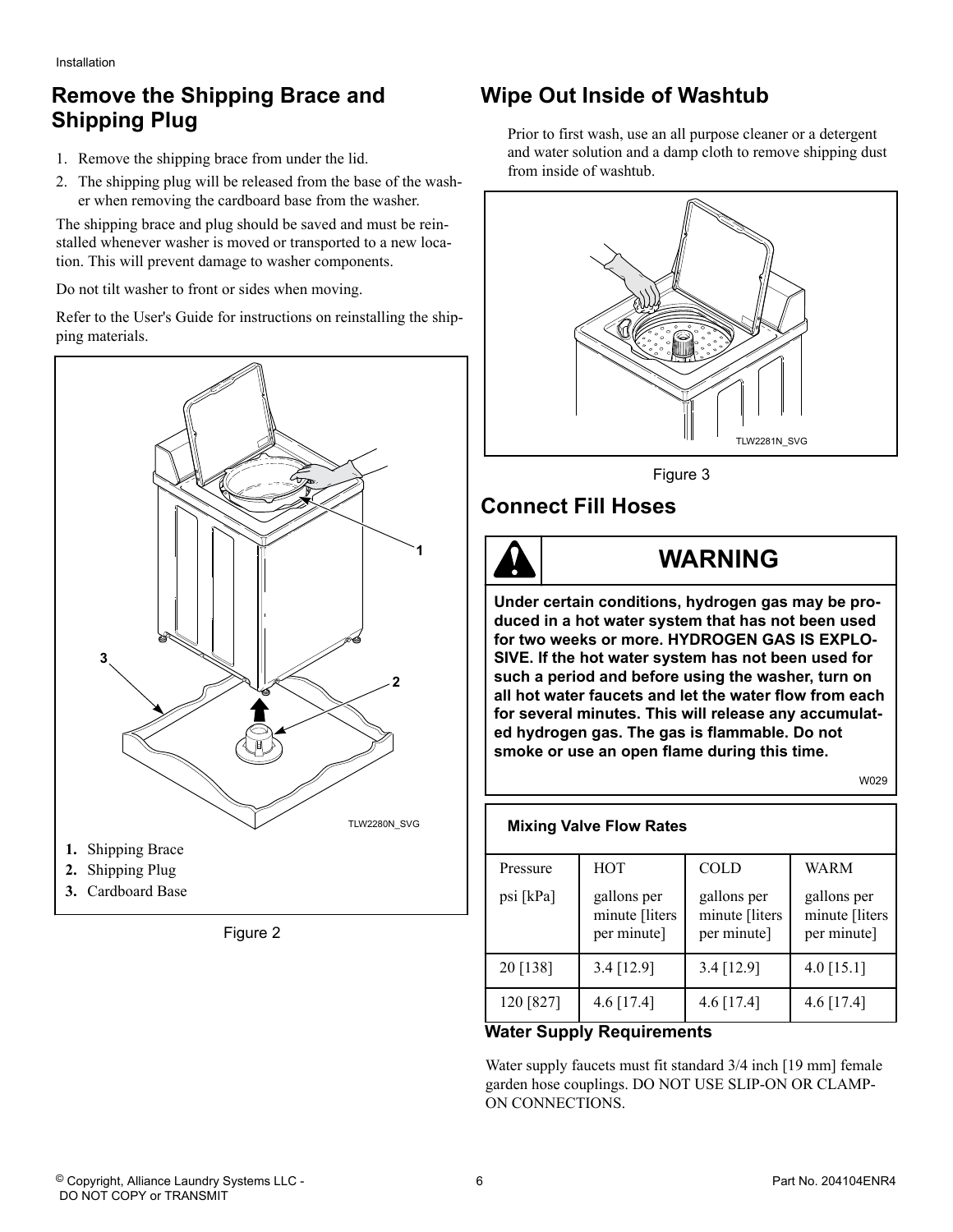## Remove the Shipping Brace and Shipping Plug

1. Remove the shipping brace from under the lid.
2. The shipping plug will be released from the base of the washer when removing the cardboard base from the washer.

The shipping brace and plug should be saved and must be reinstalled whenever washer is moved or transported to a new location. This will prevent damage to washer components.

Do not tilt washer to front or sides when moving.

Refer to the User's Guide for instructions on reinstalling the shipping materials.

1. Shipping Brace
2. Shipping Plug
3. Cardboard Base

Figure 2

## Wipe Out Inside of Washtub

Prior to first wash, use an all purpose cleaner or a detergent and water solution and a damp cloth to remove shipping dust from inside of washtub.

Figure 3

## Connect Fill Hoses

**WARNING**

**Under certain conditions, hydrogen gas may be produced in a hot water system that has not been used for two weeks or more. HYDROGEN GAS IS EXPLOSIVE. If the hot water system has not been used for such a period and before using the washer, turn on all hot water faucets and let the water flow from each for several minutes. This will release any accumulated hydrogen gas. The gas is flammable. Do not smoke or use an open flame during this time.**

W029

**Mixing Valve Flow Rates**

| Pressure psi [kPa] | HOT gallons per minute [liters per minute] | COLD gallons per minute [liters per minute] | WARM gallons per minute [liters per minute] |
|---|---|---|---|
| 20 [138] | 3.4 [12.9] | 3.4 [12.9] | 4.0 [15.1] |
| 120 [827] | 4.6 [17.4] | 4.6 [17.4] | 4.6 [17.4] |

### Water Supply Requirements

Water supply faucets must fit standard 3/4 inch [19 mm] female garden hose couplings. DO NOT USE SLIP-ON OR CLAMP-ON CONNECTIONS.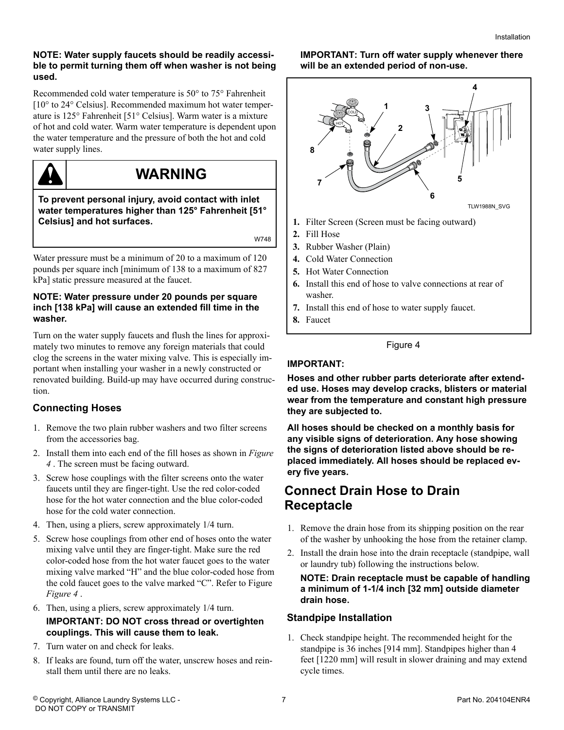**NOTE: Water supply faucets should be readily accessible to permit turning them off when washer is not being used.**

Recommended cold water temperature is 50° to 75° Fahrenheit [10° to 24° Celsius]. Recommended maximum hot water temperature is 125° Fahrenheit [51° Celsius]. Warm water is a mixture of hot and cold water. Warm water temperature is dependent upon the water temperature and the pressure of both the hot and cold water supply lines.

> **WARNING**
>
> **To prevent personal injury, avoid contact with inlet water temperatures higher than 125° Fahrenheit [51° Celsius] and hot surfaces.**
>
> W748

Water pressure must be a minimum of 20 to a maximum of 120 pounds per square inch [minimum of 138 to a maximum of 827 kPa] static pressure measured at the faucet.

**NOTE: Water pressure under 20 pounds per square inch [138 kPa] will cause an extended fill time in the washer.**

Turn on the water supply faucets and flush the lines for approximately two minutes to remove any foreign materials that could clog the screens in the water mixing valve. This is especially important when installing your washer in a newly constructed or renovated building. Build-up may have occurred during construction.

### Connecting Hoses

1. Remove the two plain rubber washers and two filter screens from the accessories bag.
2. Install them into each end of the fill hoses as shown in *Figure 4* . The screen must be facing outward.
3. Screw hose couplings with the filter screens onto the water faucets until they are finger-tight. Use the red color-coded hose for the hot water connection and the blue color-coded hose for the cold water connection.
4. Then, using a pliers, screw approximately 1/4 turn.
5. Screw hose couplings from other end of hoses onto the water mixing valve until they are finger-tight. Make sure the red color-coded hose from the hot water faucet goes to the water mixing valve marked "H" and the blue color-coded hose from the cold faucet goes to the valve marked "C". Refer to Figure *Figure 4* .
6. Then, using a pliers, screw approximately 1/4 turn.

   **IMPORTANT: DO NOT cross thread or overtighten couplings. This will cause them to leak.**
7. Turn water on and check for leaks.
8. If leaks are found, turn off the water, unscrew hoses and reinstall them until there are no leaks.

**IMPORTANT: Turn off water supply whenever there will be an extended period of non-use.**

TLW1988N_SVG

1. Filter Screen (Screen must be facing outward)
2. Fill Hose
3. Rubber Washer (Plain)
4. Cold Water Connection
5. Hot Water Connection
6. Install this end of hose to valve connections at rear of washer.
7. Install this end of hose to water supply faucet.
8. Faucet

Figure 4

**IMPORTANT:**

**Hoses and other rubber parts deteriorate after extended use. Hoses may develop cracks, blisters or material wear from the temperature and constant high pressure they are subjected to.**

**All hoses should be checked on a monthly basis for any visible signs of deterioration. Any hose showing the signs of deterioration listed above should be replaced immediately. All hoses should be replaced every five years.**

## Connect Drain Hose to Drain Receptacle

1. Remove the drain hose from its shipping position on the rear of the washer by unhooking the hose from the retainer clamp.
2. Install the drain hose into the drain receptacle (standpipe, wall or laundry tub) following the instructions below.

   **NOTE: Drain receptacle must be capable of handling a minimum of 1-1/4 inch [32 mm] outside diameter drain hose.**

### Standpipe Installation

1. Check standpipe height. The recommended height for the standpipe is 36 inches [914 mm]. Standpipes higher than 4 feet [1220 mm] will result in slower draining and may extend cycle times.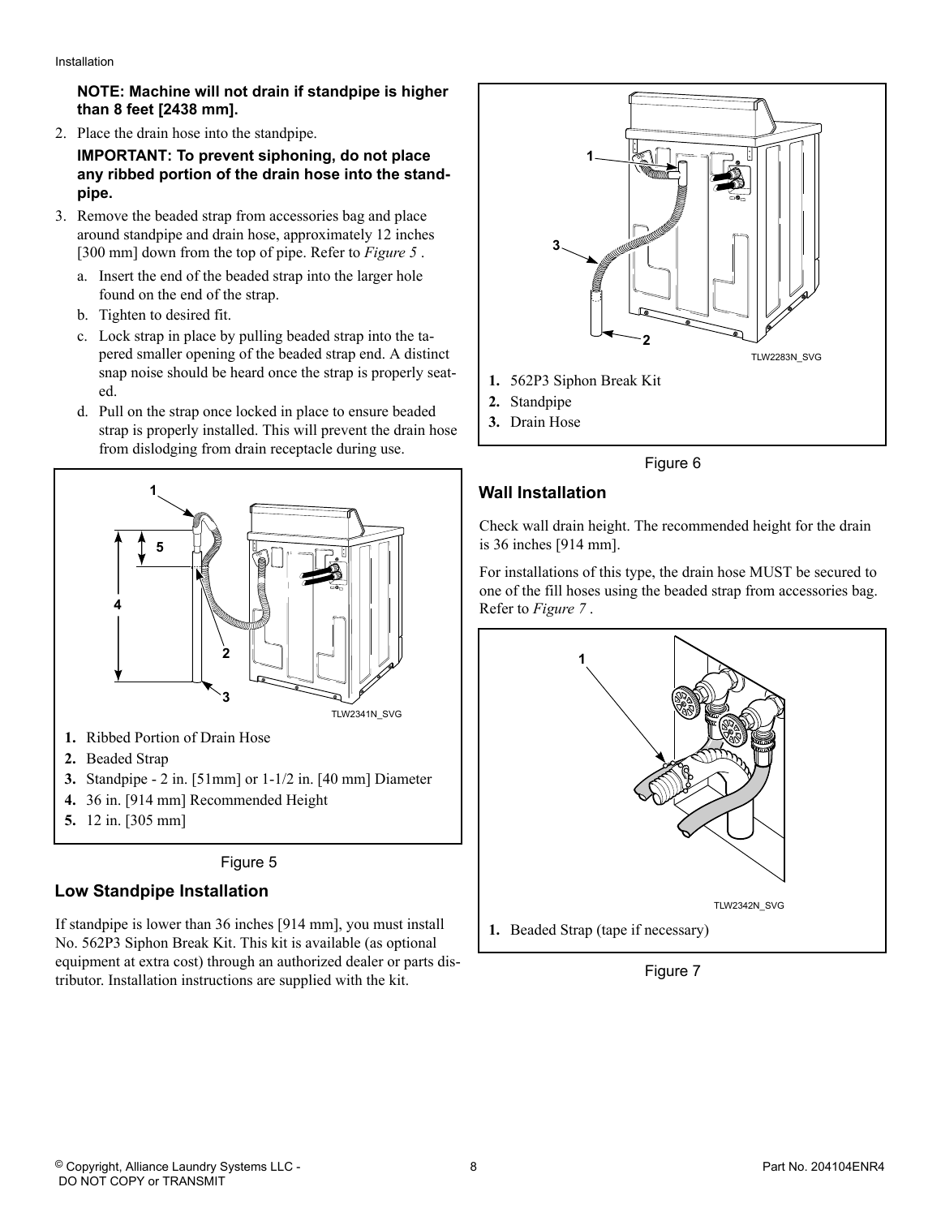**NOTE: Machine will not drain if standpipe is higher than 8 feet [2438 mm].**

2. Place the drain hose into the standpipe.

   **IMPORTANT: To prevent siphoning, do not place any ribbed portion of the drain hose into the standpipe.**

3. Remove the beaded strap from accessories bag and place around standpipe and drain hose, approximately 12 inches [300 mm] down from the top of pipe. Refer to *Figure 5* .
   a. Insert the end of the beaded strap into the larger hole found on the end of the strap.
   b. Tighten to desired fit.
   c. Lock strap in place by pulling beaded strap into the tapered smaller opening of the beaded strap end. A distinct snap noise should be heard once the strap is properly seated.
   d. Pull on the strap once locked in place to ensure beaded strap is properly installed. This will prevent the drain hose from dislodging from drain receptacle during use.

1. Ribbed Portion of Drain Hose
2. Beaded Strap
3. Standpipe - 2 in. [51mm] or 1-1/2 in. [40 mm] Diameter
4. 36 in. [914 mm] Recommended Height
5. 12 in. [305 mm]

Figure 5

## Low Standpipe Installation

If standpipe is lower than 36 inches [914 mm], you must install No. 562P3 Siphon Break Kit. This kit is available (as optional equipment at extra cost) through an authorized dealer or parts distributor. Installation instructions are supplied with the kit.

1. 562P3 Siphon Break Kit
2. Standpipe
3. Drain Hose

Figure 6

## Wall Installation

Check wall drain height. The recommended height for the drain is 36 inches [914 mm].

For installations of this type, the drain hose MUST be secured to one of the fill hoses using the beaded strap from accessories bag. Refer to *Figure 7* .

1. Beaded Strap (tape if necessary)

Figure 7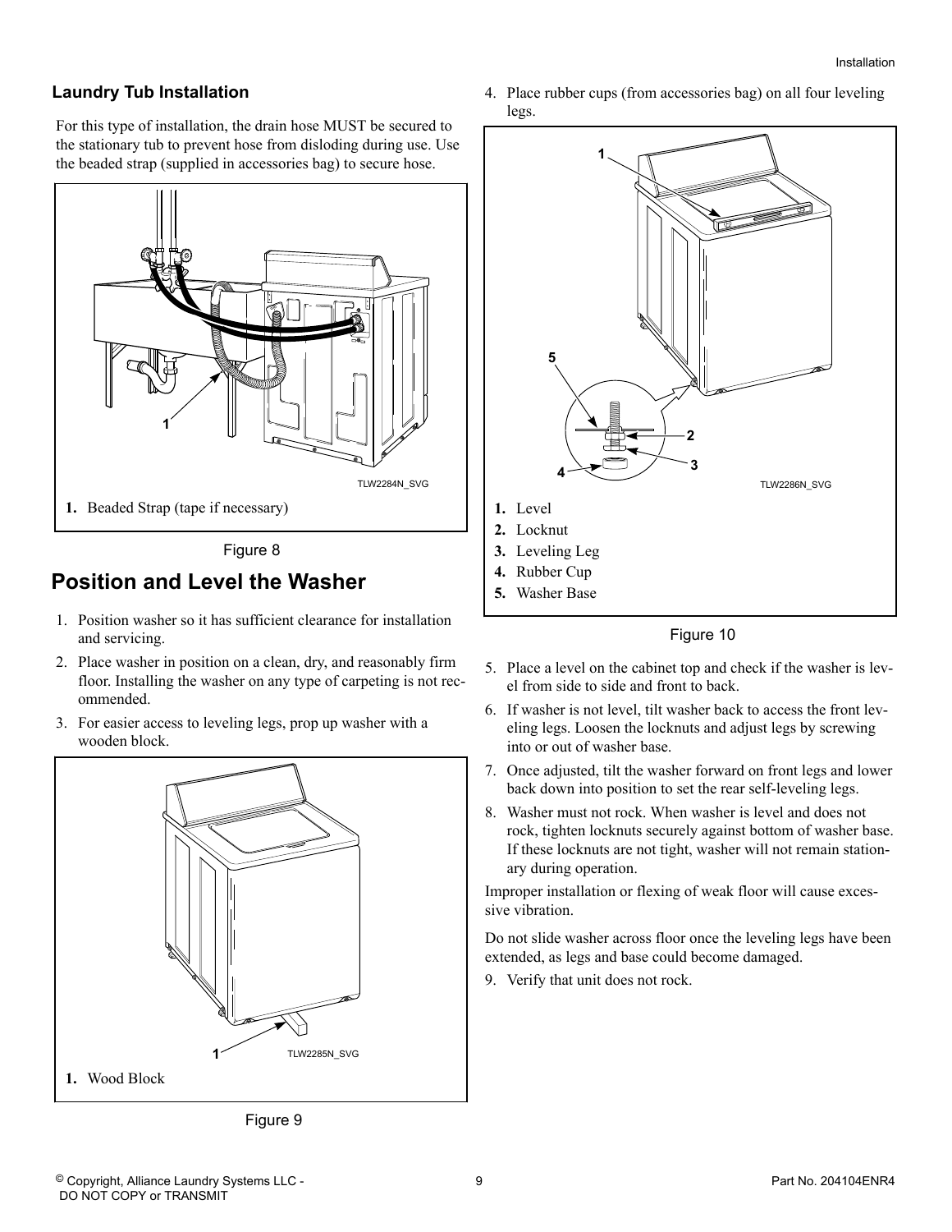### Laundry Tub Installation

For this type of installation, the drain hose MUST be secured to the stationary tub to prevent hose from disloding during use. Use the beaded strap (supplied in accessories bag) to secure hose.

TLW2284N_SVG

1. Beaded Strap (tape if necessary)

Figure 8

## Position and Level the Washer

1. Position washer so it has sufficient clearance for installation and servicing.
2. Place washer in position on a clean, dry, and reasonably firm floor. Installing the washer on any type of carpeting is not recommended.
3. For easier access to leveling legs, prop up washer with a wooden block.

TLW2285N_SVG

1. Wood Block

Figure 9

4. Place rubber cups (from accessories bag) on all four leveling legs.

TLW2286N_SVG

1. Level
2. Locknut
3. Leveling Leg
4. Rubber Cup
5. Washer Base

Figure 10

5. Place a level on the cabinet top and check if the washer is level from side to side and front to back.
6. If washer is not level, tilt washer back to access the front leveling legs. Loosen the locknuts and adjust legs by screwing into or out of washer base.
7. Once adjusted, tilt the washer forward on front legs and lower back down into position to set the rear self-leveling legs.
8. Washer must not rock. When washer is level and does not rock, tighten locknuts securely against bottom of washer base. If these locknuts are not tight, washer will not remain stationary during operation.

Improper installation or flexing of weak floor will cause excessive vibration.

Do not slide washer across floor once the leveling legs have been extended, as legs and base could become damaged.

9. Verify that unit does not rock.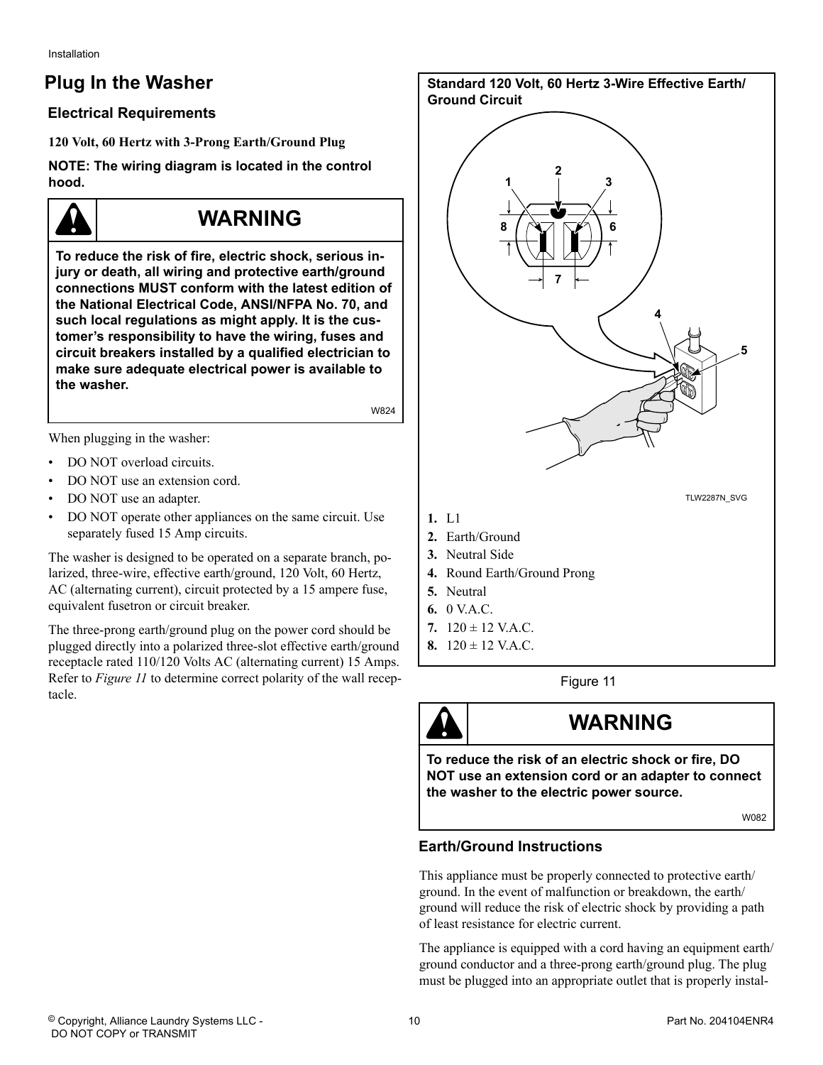## Plug In the Washer

### Electrical Requirements

**120 Volt, 60 Hertz with 3-Prong Earth/Ground Plug**

**NOTE: The wiring diagram is located in the control hood.**

**WARNING**

**To reduce the risk of fire, electric shock, serious injury or death, all wiring and protective earth/ground connections MUST conform with the latest edition of the National Electrical Code, ANSI/NFPA No. 70, and such local regulations as might apply. It is the customer's responsibility to have the wiring, fuses and circuit breakers installed by a qualified electrician to make sure adequate electrical power is available to the washer.**

W824

When plugging in the washer:

- DO NOT overload circuits.
- DO NOT use an extension cord.
- DO NOT use an adapter.
- DO NOT operate other appliances on the same circuit. Use separately fused 15 Amp circuits.

The washer is designed to be operated on a separate branch, polarized, three-wire, effective earth/ground, 120 Volt, 60 Hertz, AC (alternating current), circuit protected by a 15 ampere fuse, equivalent fusetron or circuit breaker.

The three-prong earth/ground plug on the power cord should be plugged directly into a polarized three-slot effective earth/ground receptacle rated 110/120 Volts AC (alternating current) 15 Amps. Refer to *Figure 11* to determine correct polarity of the wall receptacle.

**Standard 120 Volt, 60 Hertz 3-Wire Effective Earth/Ground Circuit**

TLW2287N_SVG

1. L1
2. Earth/Ground
3. Neutral Side
4. Round Earth/Ground Prong
5. Neutral
6. 0 V.A.C.
7. 120 ± 12 V.A.C.
8. 120 ± 12 V.A.C.

Figure 11

**WARNING**

**To reduce the risk of an electric shock or fire, DO NOT use an extension cord or an adapter to connect the washer to the electric power source.**

W082

### Earth/Ground Instructions

This appliance must be properly connected to protective earth/ground. In the event of malfunction or breakdown, the earth/ground will reduce the risk of electric shock by providing a path of least resistance for electric current.

The appliance is equipped with a cord having an equipment earth/ground conductor and a three-prong earth/ground plug. The plug must be plugged into an appropriate outlet that is properly instal-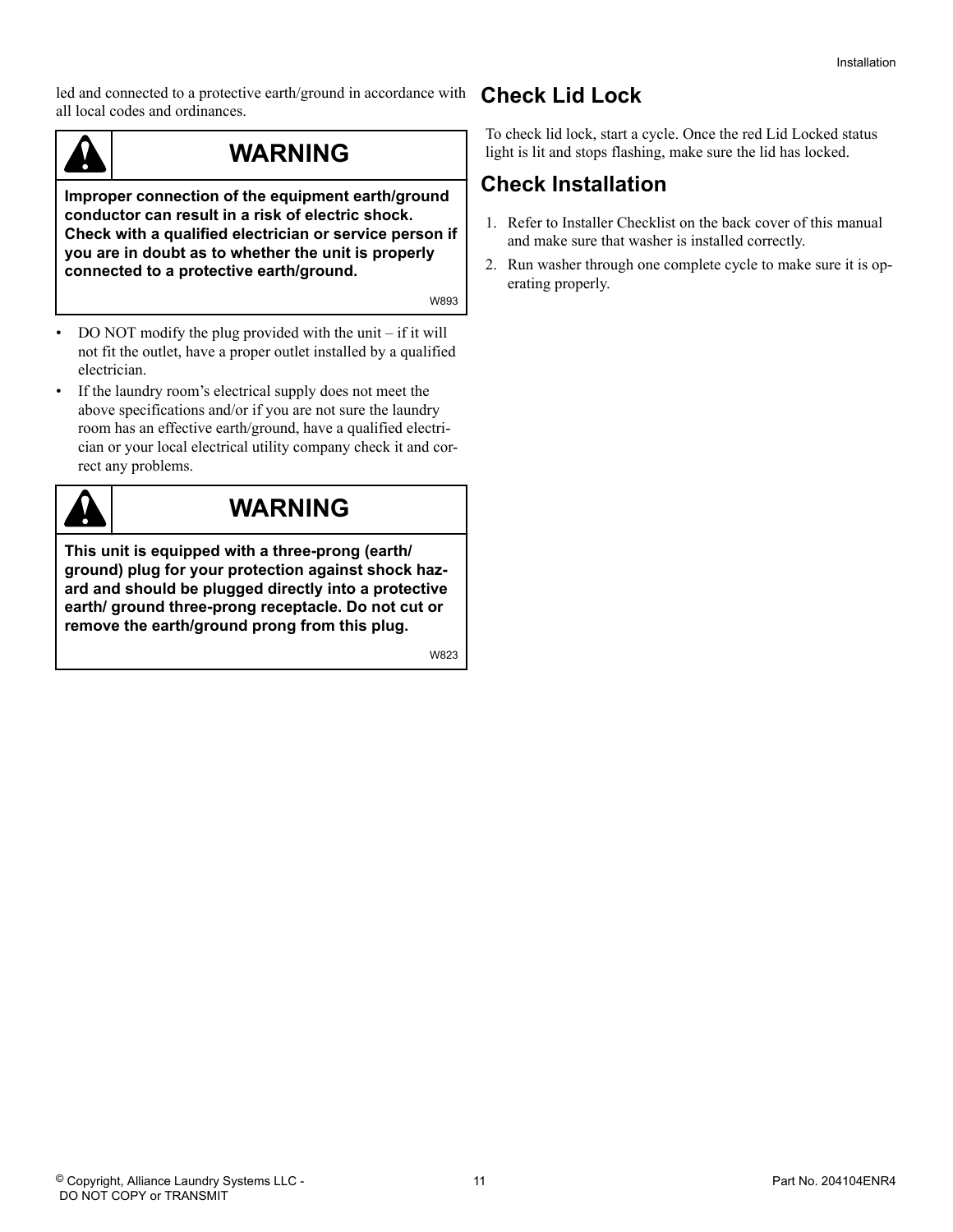led and connected to a protective earth/ground in accordance with all local codes and ordinances.

**WARNING**

**Improper connection of the equipment earth/ground conductor can result in a risk of electric shock. Check with a qualified electrician or service person if you are in doubt as to whether the unit is properly connected to a protective earth/ground.**

W893

- DO NOT modify the plug provided with the unit – if it will not fit the outlet, have a proper outlet installed by a qualified electrician.
- If the laundry room's electrical supply does not meet the above specifications and/or if you are not sure the laundry room has an effective earth/ground, have a qualified electrician or your local electrical utility company check it and correct any problems.

**WARNING**

**This unit is equipped with a three-prong (earth/ ground) plug for your protection against shock hazard and should be plugged directly into a protective earth/ ground three-prong receptacle. Do not cut or remove the earth/ground prong from this plug.**

W823

## Check Lid Lock

To check lid lock, start a cycle. Once the red Lid Locked status light is lit and stops flashing, make sure the lid has locked.

## Check Installation

1. Refer to Installer Checklist on the back cover of this manual and make sure that washer is installed correctly.
2. Run washer through one complete cycle to make sure it is operating properly.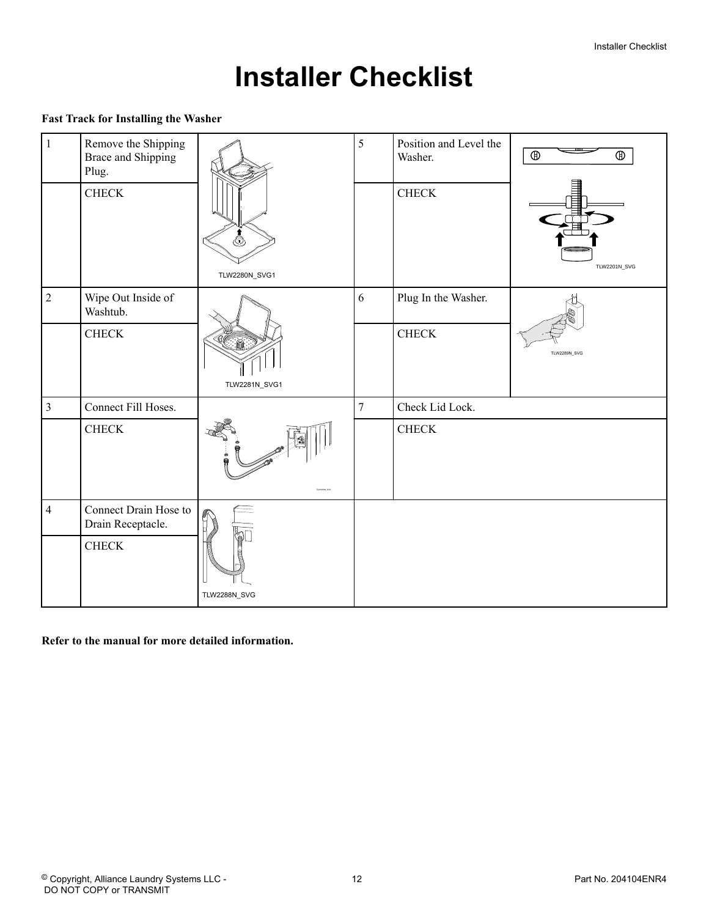# Installer Checklist

**Fast Track for Installing the Washer**

| | | | | | |
|---|---|---|---|---|---|
| 1 | Remove the Shipping Brace and Shipping Plug. | TLW2280N_SVG1 | 5 | Position and Level the Washer. | TLW2201N_SVG |
| | CHECK | | | CHECK | |
| 2 | Wipe Out Inside of Washtub. | TLW2281N_SVG1 | 6 | Plug In the Washer. | TLW2289N_SVG |
| | CHECK | | | CHECK | |
| 3 | Connect Fill Hoses. | | 7 | Check Lid Lock. | |
| | CHECK | | | CHECK | |
| 4 | Connect Drain Hose to Drain Receptacle. | TLW2288N_SVG | | | |
| | CHECK | | | | |

**Refer to the manual for more detailed information.**